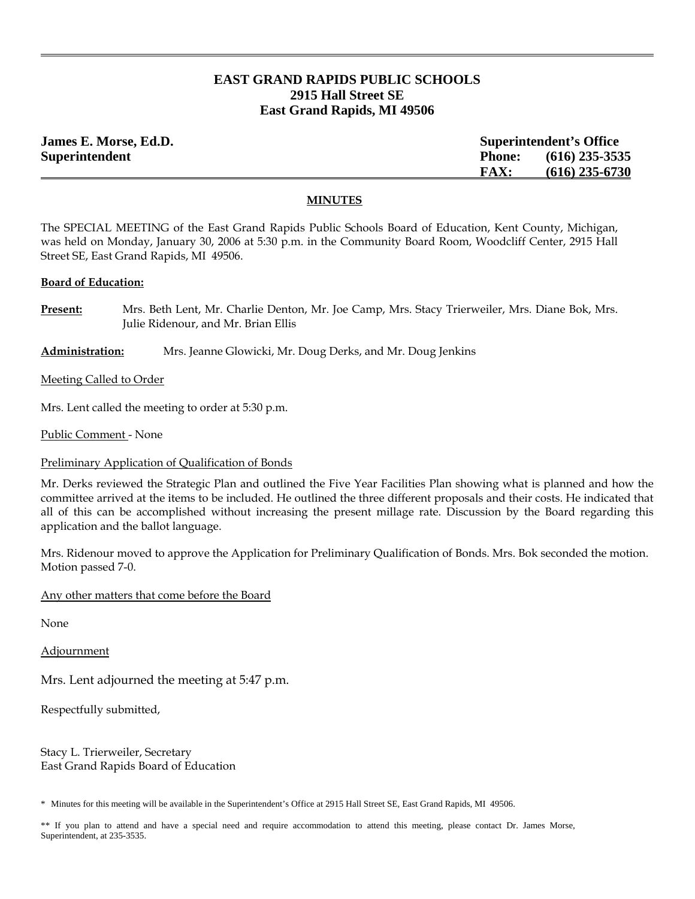# EAST GRAND RAPIDS PUBLIC SCHOOLS
**2915 Hall Street SE**
**East Grand Rapids, MI 49506**

**James E. Morse, Ed.D.**
**Superintendent**

**Superintendent's Office**
**Phone: (616) 235-3535**
**FAX: (616) 235-6730**

## MINUTES

The SPECIAL MEETING of the East Grand Rapids Public Schools Board of Education, Kent County, Michigan, was held on Monday, January 30, 2006 at 5:30 p.m. in the Community Board Room, Woodcliff Center, 2915 Hall Street SE, East Grand Rapids, MI 49506.

**Board of Education:**

**Present:** Mrs. Beth Lent, Mr. Charlie Denton, Mr. Joe Camp, Mrs. Stacy Trierweiler, Mrs. Diane Bok, Mrs. Julie Ridenour, and Mr. Brian Ellis

**Administration:** Mrs. Jeanne Glowicki, Mr. Doug Derks, and Mr. Doug Jenkins

Meeting Called to Order

Mrs. Lent called the meeting to order at 5:30 p.m.

Public Comment - None

Preliminary Application of Qualification of Bonds

Mr. Derks reviewed the Strategic Plan and outlined the Five Year Facilities Plan showing what is planned and how the committee arrived at the items to be included. He outlined the three different proposals and their costs. He indicated that all of this can be accomplished without increasing the present millage rate. Discussion by the Board regarding this application and the ballot language.

Mrs. Ridenour moved to approve the Application for Preliminary Qualification of Bonds. Mrs. Bok seconded the motion. Motion passed 7-0.

Any other matters that come before the Board

None

Adjournment

Mrs. Lent adjourned the meeting at 5:47 p.m.

Respectfully submitted,

Stacy L. Trierweiler, Secretary
East Grand Rapids Board of Education

\* Minutes for this meeting will be available in the Superintendent's Office at 2915 Hall Street SE, East Grand Rapids, MI 49506.

\*\* If you plan to attend and have a special need and require accommodation to attend this meeting, please contact Dr. James Morse, Superintendent, at 235-3535.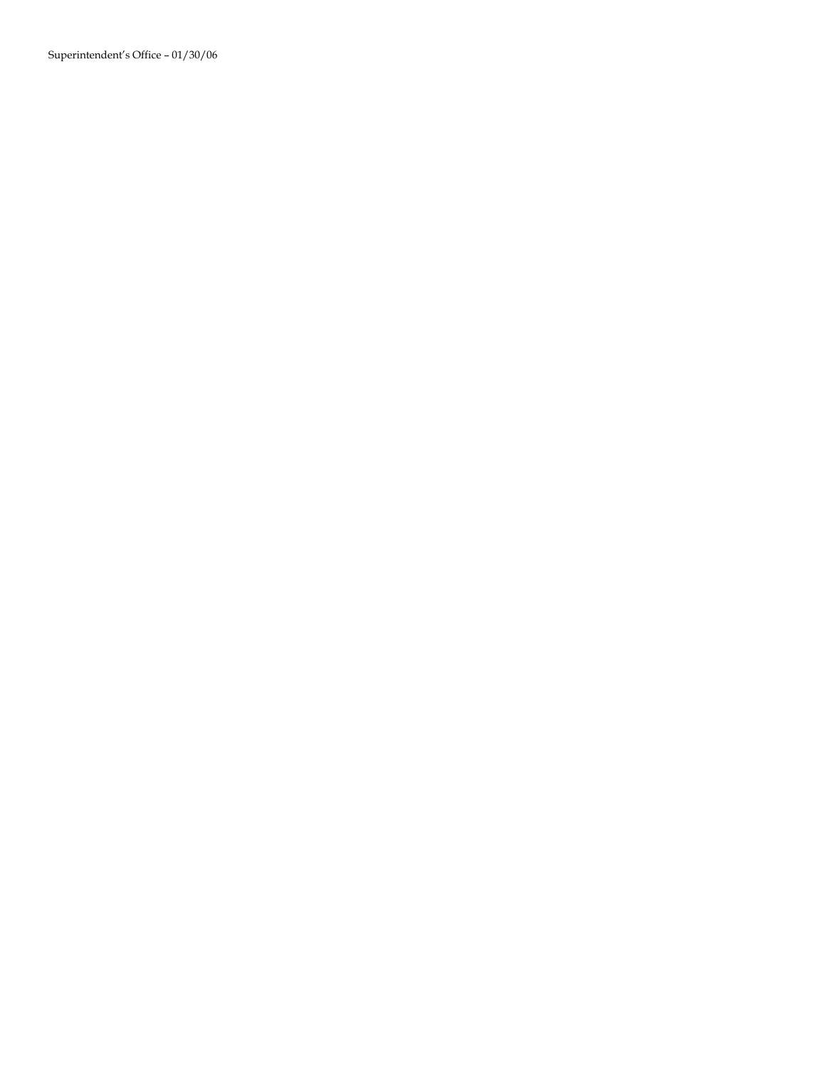Superintendent's Office – 01/30/06